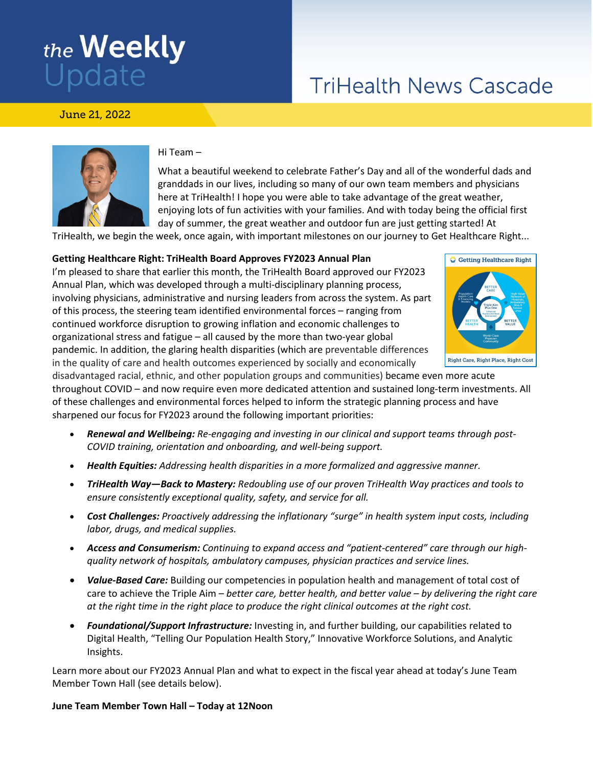# the Weekly Update

## TriHealth News Cascade

June 21, 2022

Hi Team –

What a beautiful weekend to celebrate Father's Day and all of the wonderful dads and granddads in our lives, including so many of our own team members and physicians here at TriHealth! I hope you were able to take advantage of the great weather, enjoying lots of fun activities with your families. And with today being the official first day of summer, the great weather and outdoor fun are just getting started! At TriHealth, we begin the week, once again, with important milestones on our journey to Get Healthcare Right...

**Getting Healthcare Right: TriHealth Board Approves FY2023 Annual Plan**

I'm pleased to share that earlier this month, the TriHealth Board approved our FY2023 Annual Plan, which was developed through a multi-disciplinary planning process, involving physicians, administrative and nursing leaders from across the system. As part of this process, the steering team identified environmental forces – ranging from continued workforce disruption to growing inflation and economic challenges to organizational stress and fatigue – all caused by the more than two-year global pandemic. In addition, the glaring health disparities (which are preventable differences in the quality of care and health outcomes experienced by socially and economically disadvantaged racial, ethnic, and other population groups and communities) became even more acute throughout COVID – and now require even more dedicated attention and sustained long-term investments. All of these challenges and environmental forces helped to inform the strategic planning process and have sharpened our focus for FY2023 around the following important priorities:

- ***Renewal and Wellbeing:*** *Re-engaging and investing in our clinical and support teams through post-COVID training, orientation and onboarding, and well-being support.*
- ***Health Equities:*** *Addressing health disparities in a more formalized and aggressive manner.*
- ***TriHealth Way—Back to Mastery:*** *Redoubling use of our proven TriHealth Way practices and tools to ensure consistently exceptional quality, safety, and service for all.*
- ***Cost Challenges:*** *Proactively addressing the inflationary "surge" in health system input costs, including labor, drugs, and medical supplies.*
- ***Access and Consumerism:*** *Continuing to expand access and "patient-centered" care through our high-quality network of hospitals, ambulatory campuses, physician practices and service lines.*
- ***Value-Based Care:*** Building our competencies in population health and management of total cost of care to achieve the Triple Aim – *better care, better health, and better value – by delivering the right care at the right time in the right place to produce the right clinical outcomes at the right cost.*
- ***Foundational/Support Infrastructure:*** Investing in, and further building, our capabilities related to Digital Health, "Telling Our Population Health Story," Innovative Workforce Solutions, and Analytic Insights.

Learn more about our FY2023 Annual Plan and what to expect in the fiscal year ahead at today's June Team Member Town Hall (see details below).

**June Team Member Town Hall – Today at 12Noon**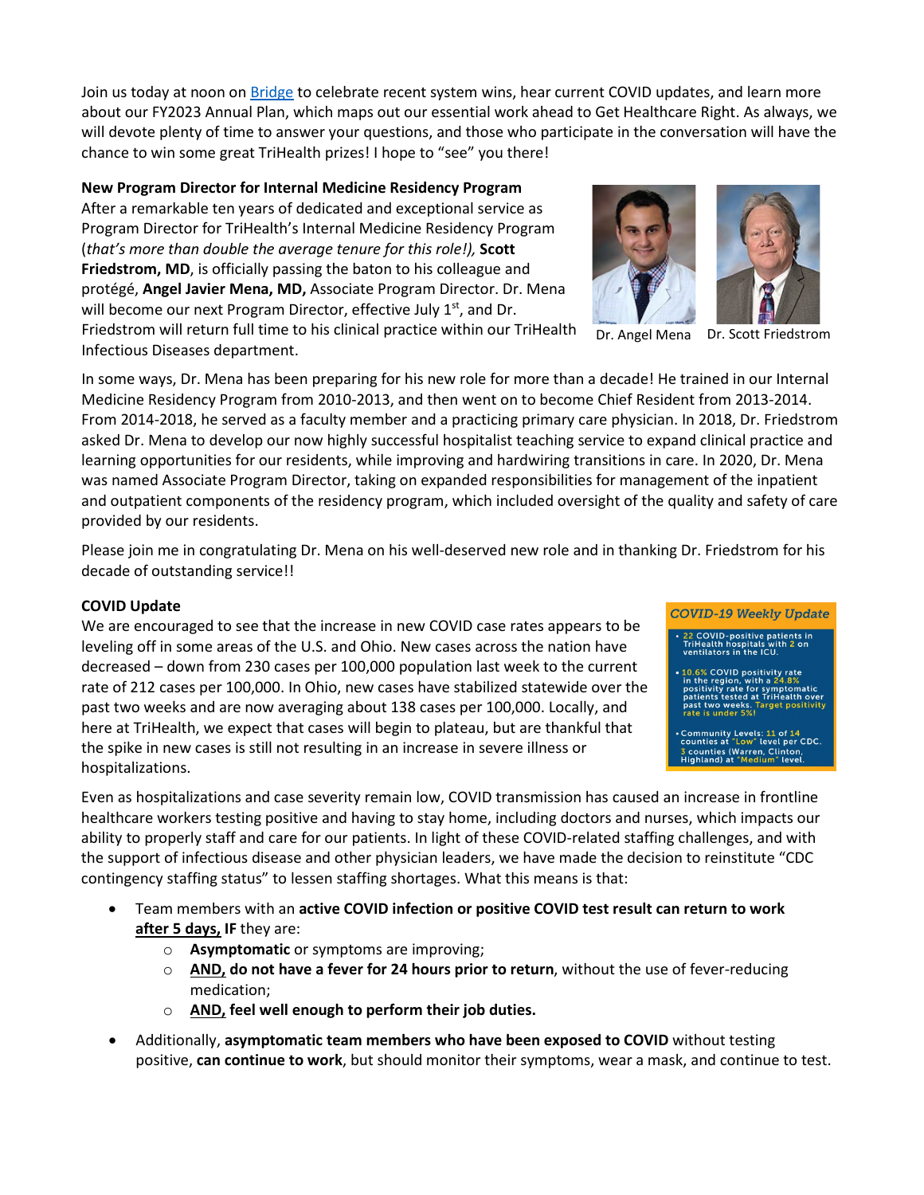Join us today at noon on [Bridge] to celebrate recent system wins, hear current COVID updates, and learn more about our FY2023 Annual Plan, which maps out our essential work ahead to Get Healthcare Right. As always, we will devote plenty of time to answer your questions, and those who participate in the conversation will have the chance to win some great TriHealth prizes! I hope to "see" you there!

**New Program Director for Internal Medicine Residency Program**

After a remarkable ten years of dedicated and exceptional service as Program Director for TriHealth's Internal Medicine Residency Program (*that's more than double the average tenure for this role!),* **Scott Friedstrom, MD**, is officially passing the baton to his colleague and protégé, **Angel Javier Mena, MD,** Associate Program Director. Dr. Mena will become our next Program Director, effective July 1st, and Dr. Friedstrom will return full time to his clinical practice within our TriHealth Infectious Diseases department.

Dr. Angel Mena Dr. Scott Friedstrom

In some ways, Dr. Mena has been preparing for his new role for more than a decade! He trained in our Internal Medicine Residency Program from 2010-2013, and then went on to become Chief Resident from 2013-2014. From 2014-2018, he served as a faculty member and a practicing primary care physician. In 2018, Dr. Friedstrom asked Dr. Mena to develop our now highly successful hospitalist teaching service to expand clinical practice and learning opportunities for our residents, while improving and hardwiring transitions in care. In 2020, Dr. Mena was named Associate Program Director, taking on expanded responsibilities for management of the inpatient and outpatient components of the residency program, which included oversight of the quality and safety of care provided by our residents.

Please join me in congratulating Dr. Mena on his well-deserved new role and in thanking Dr. Friedstrom for his decade of outstanding service!!

**COVID Update**

We are encouraged to see that the increase in new COVID case rates appears to be leveling off in some areas of the U.S. and Ohio. New cases across the nation have decreased – down from 230 cases per 100,000 population last week to the current rate of 212 cases per 100,000. In Ohio, new cases have stabilized statewide over the past two weeks and are now averaging about 138 cases per 100,000. Locally, and here at TriHealth, we expect that cases will begin to plateau, but are thankful that the spike in new cases is still not resulting in an increase in severe illness or hospitalizations.

*COVID-19 Weekly Update*

- 22 COVID-positive patients in TriHealth hospitals with 2 on ventilators in the ICU.
- 10.6% COVID positivity rate in the region, with a 24.8% positivity rate for symptomatic patients tested at TriHealth over past two weeks. Target positivity rate is under 5%!
- Community Levels: 11 of 14 counties at "Low" level per CDC. 3 counties (Warren, Clinton, Highland) at "Medium" level.

Even as hospitalizations and case severity remain low, COVID transmission has caused an increase in frontline healthcare workers testing positive and having to stay home, including doctors and nurses, which impacts our ability to properly staff and care for our patients. In light of these COVID-related staffing challenges, and with the support of infectious disease and other physician leaders, we have made the decision to reinstitute "CDC contingency staffing status" to lessen staffing shortages. What this means is that:

- Team members with an **active COVID infection or positive COVID test result can return to work after 5 days, IF** they are:
    - **Asymptomatic** or symptoms are improving;
    - **AND, do not have a fever for 24 hours prior to return**, without the use of fever-reducing medication;
    - **AND, feel well enough to perform their job duties.**
- Additionally, **asymptomatic team members who have been exposed to COVID** without testing positive, **can continue to work**, but should monitor their symptoms, wear a mask, and continue to test.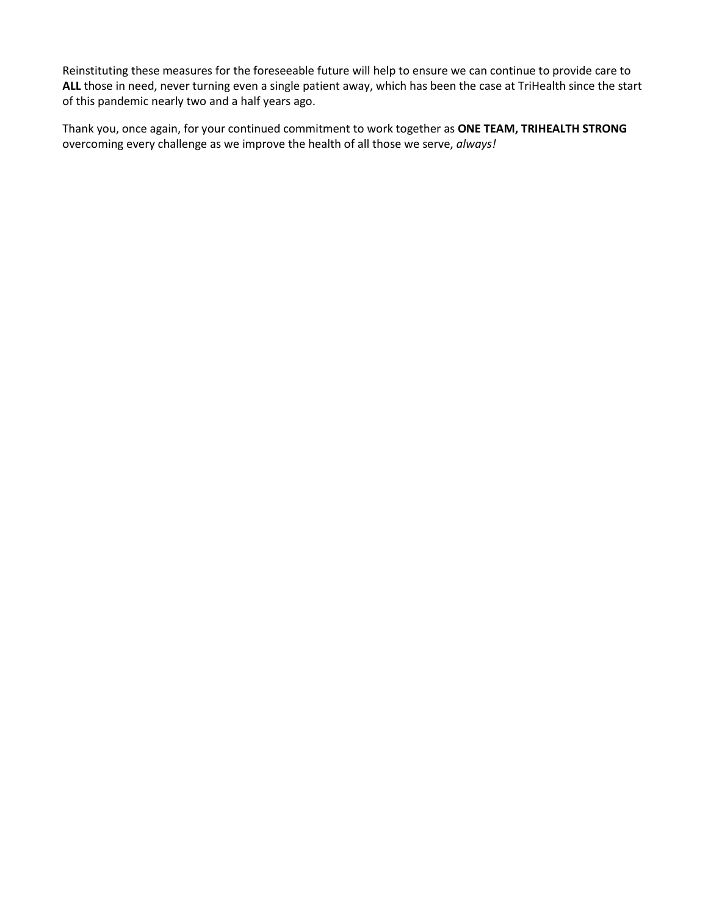Reinstituting these measures for the foreseeable future will help to ensure we can continue to provide care to **ALL** those in need, never turning even a single patient away, which has been the case at TriHealth since the start of this pandemic nearly two and a half years ago.

Thank you, once again, for your continued commitment to work together as **ONE TEAM, TRIHEALTH STRONG** overcoming every challenge as we improve the health of all those we serve, *always!*